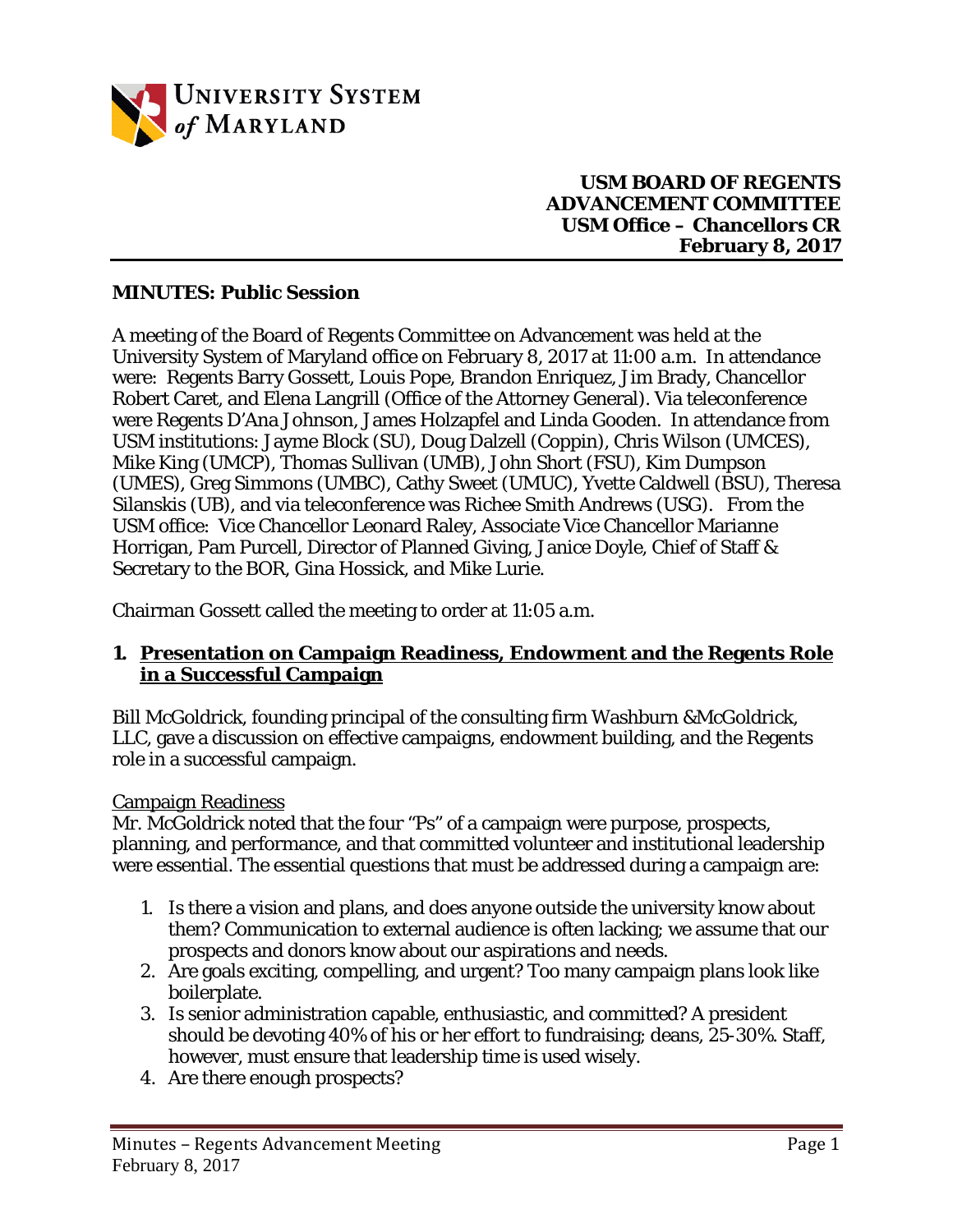**USM BOARD OF REGENTS**
**ADVANCEMENT COMMITTEE**
**USM Office – Chancellors CR**
**February 8, 2017**

## MINUTES: Public Session

A meeting of the Board of Regents Committee on Advancement was held at the University System of Maryland office on February 8, 2017 at 11:00 a.m. In attendance were: Regents Barry Gossett, Louis Pope, Brandon Enriquez, Jim Brady, Chancellor Robert Caret, and Elena Langrill (Office of the Attorney General). Via teleconference were Regents D'Ana Johnson, James Holzapfel and Linda Gooden. In attendance from USM institutions: Jayme Block (SU), Doug Dalzell (Coppin), Chris Wilson (UMCES), Mike King (UMCP), Thomas Sullivan (UMB), John Short (FSU), Kim Dumpson (UMES), Greg Simmons (UMBC), Cathy Sweet (UMUC), Yvette Caldwell (BSU), Theresa Silanskis (UB), and via teleconference was Richee Smith Andrews (USG). From the USM office: Vice Chancellor Leonard Raley, Associate Vice Chancellor Marianne Horrigan, Pam Purcell, Director of Planned Giving, Janice Doyle, Chief of Staff & Secretary to the BOR, Gina Hossick, and Mike Lurie.

Chairman Gossett called the meeting to order at 11:05 a.m.

### 1. Presentation on Campaign Readiness, Endowment and the Regents Role in a Successful Campaign

Bill McGoldrick, founding principal of the consulting firm Washburn &McGoldrick, LLC, gave a discussion on effective campaigns, endowment building, and the Regents role in a successful campaign.

Campaign Readiness

Mr. McGoldrick noted that the four "Ps" of a campaign were purpose, prospects, planning, and performance, and that committed volunteer and institutional leadership were essential. The essential questions that must be addressed during a campaign are:

1. Is there a vision and plans, and does anyone outside the university know about them? Communication to external audience is often lacking; we assume that our prospects and donors know about our aspirations and needs.
2. Are goals exciting, compelling, and urgent? Too many campaign plans look like boilerplate.
3. Is senior administration capable, enthusiastic, and committed? A president should be devoting 40% of his or her effort to fundraising; deans, 25-30%. Staff, however, must ensure that leadership time is used wisely.
4. Are there enough prospects?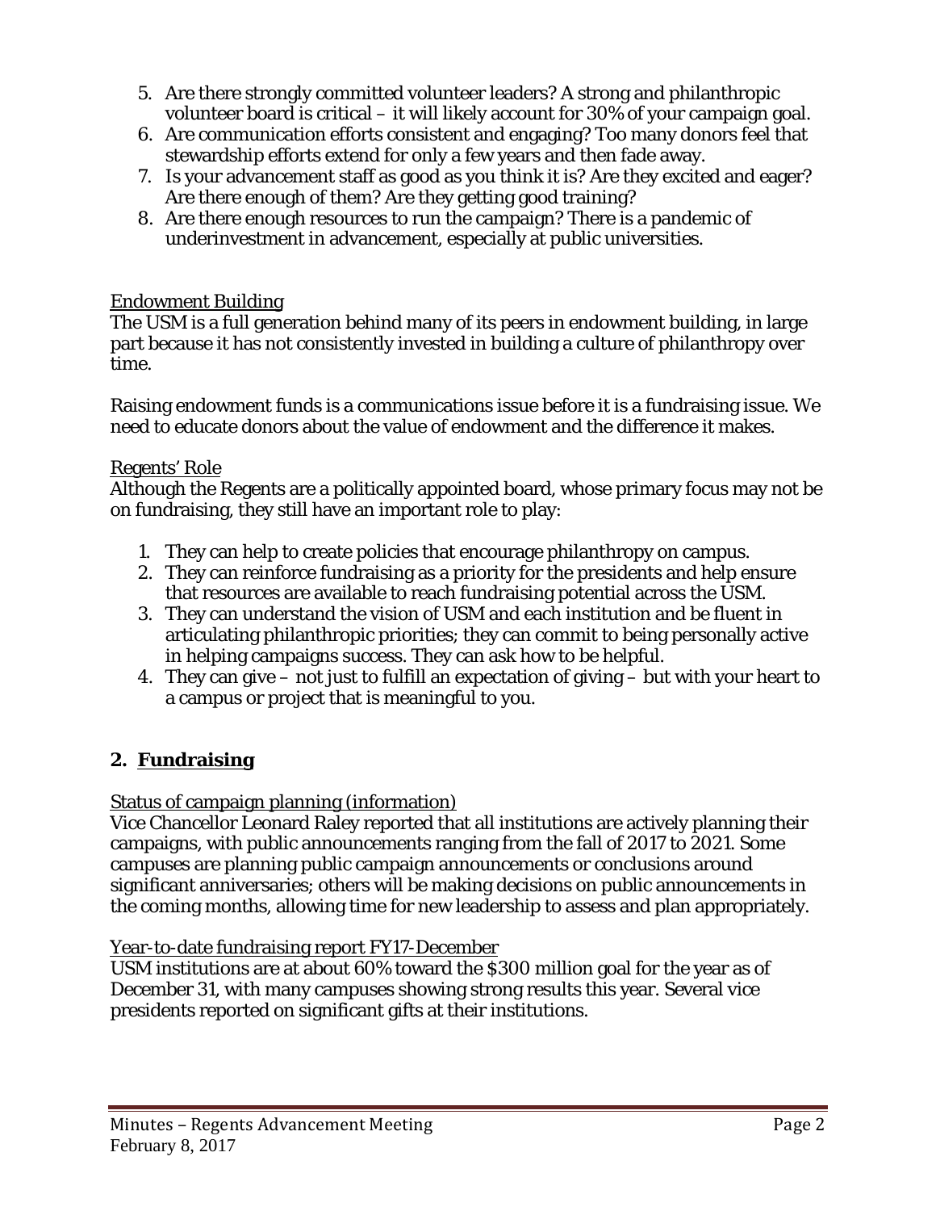5. Are there strongly committed volunteer leaders? A strong and philanthropic volunteer board is critical – it will likely account for 30% of your campaign goal.
6. Are communication efforts consistent and engaging? Too many donors feel that stewardship efforts extend for only a few years and then fade away.
7. Is your advancement staff as good as you think it is? Are they excited and eager? Are there enough of them? Are they getting good training?
8. Are there enough resources to run the campaign? There is a pandemic of underinvestment in advancement, especially at public universities.

Endowment Building

The USM is a full generation behind many of its peers in endowment building, in large part because it has not consistently invested in building a culture of philanthropy over time.

Raising endowment funds is a communications issue before it is a fundraising issue. We need to educate donors about the value of endowment and the difference it makes.

Regents' Role

Although the Regents are a politically appointed board, whose primary focus may not be on fundraising, they still have an important role to play:

1. They can help to create policies that encourage philanthropy on campus.
2. They can reinforce fundraising as a priority for the presidents and help ensure that resources are available to reach fundraising potential across the USM.
3. They can understand the vision of USM and each institution and be fluent in articulating philanthropic priorities; they can commit to being personally active in helping campaigns success. They can ask how to be helpful.
4. They can give – not just to fulfill an expectation of giving – but with your heart to a campus or project that is meaningful to you.

## 2. Fundraising

Status of campaign planning (information)

Vice Chancellor Leonard Raley reported that all institutions are actively planning their campaigns, with public announcements ranging from the fall of 2017 to 2021. Some campuses are planning public campaign announcements or conclusions around significant anniversaries; others will be making decisions on public announcements in the coming months, allowing time for new leadership to assess and plan appropriately.

Year-to-date fundraising report FY17-December

USM institutions are at about 60% toward the $300 million goal for the year as of December 31, with many campuses showing strong results this year. Several vice presidents reported on significant gifts at their institutions.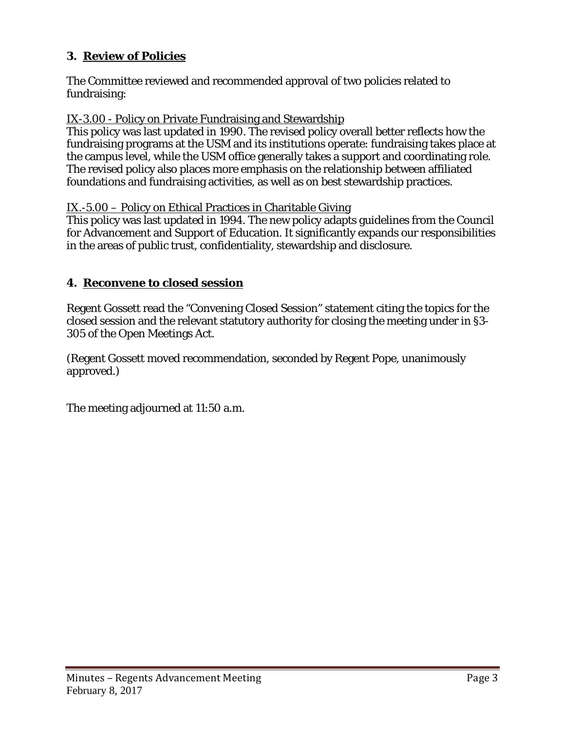## 3. Review of Policies

The Committee reviewed and recommended approval of two policies related to fundraising:

IX-3.00 - Policy on Private Fundraising and Stewardship

This policy was last updated in 1990. The revised policy overall better reflects how the fundraising programs at the USM and its institutions operate: fundraising takes place at the campus level, while the USM office generally takes a support and coordinating role. The revised policy also places more emphasis on the relationship between affiliated foundations and fundraising activities, as well as on best stewardship practices.

IX.-5.00 – Policy on Ethical Practices in Charitable Giving

This policy was last updated in 1994. The new policy adapts guidelines from the Council for Advancement and Support of Education. It significantly expands our responsibilities in the areas of public trust, confidentiality, stewardship and disclosure.

## 4. Reconvene to closed session

Regent Gossett read the "Convening Closed Session" statement citing the topics for the closed session and the relevant statutory authority for closing the meeting under in §3-305 of the Open Meetings Act.

(Regent Gossett moved recommendation, seconded by Regent Pope, unanimously approved.)

The meeting adjourned at 11:50 a.m.